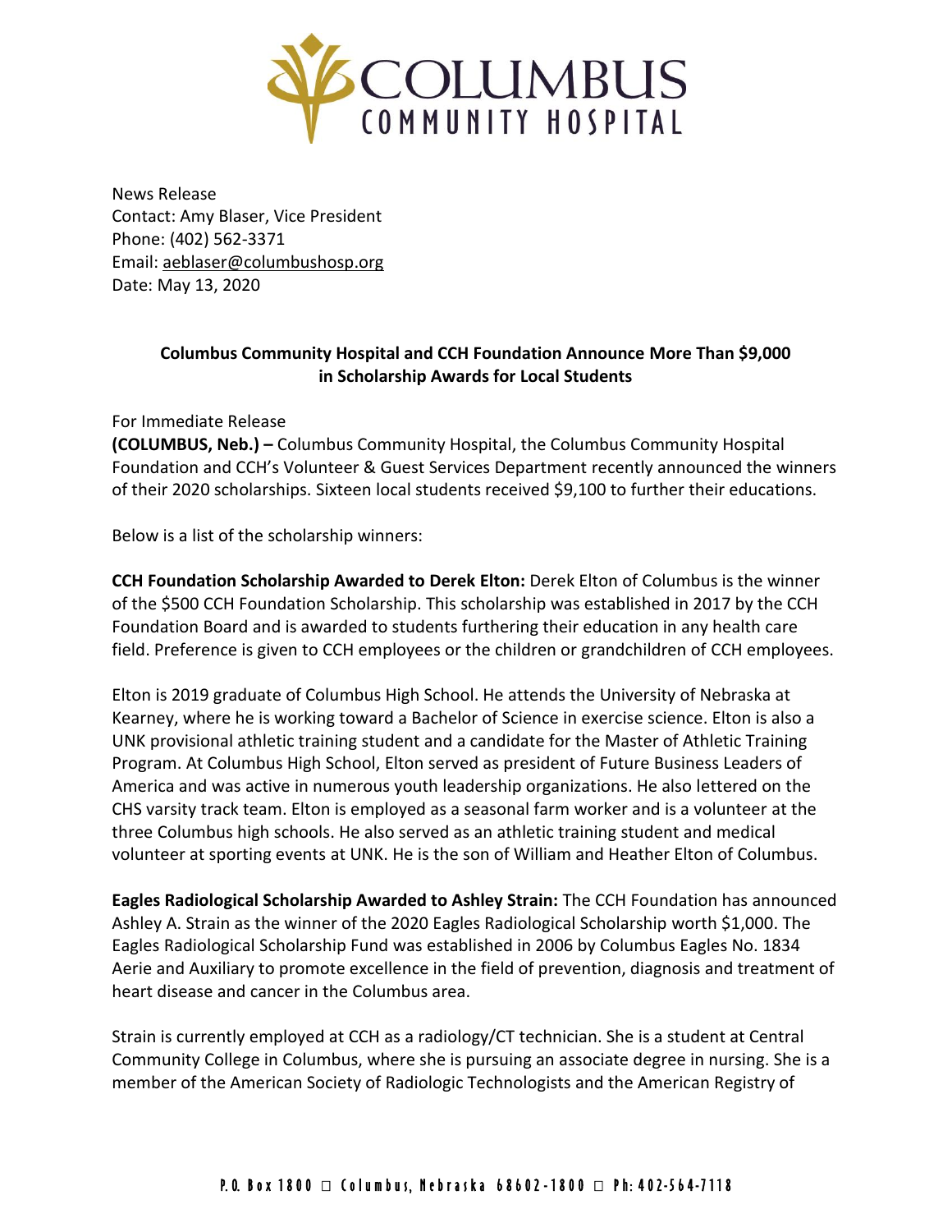# COLUMBUS COMMUNITY HOSPITAL

News Release
Contact: Amy Blaser, Vice President
Phone: (402) 562-3371
Email: aeblaser@columbushosp.org
Date: May 13, 2020

**Columbus Community Hospital and CCH Foundation Announce More Than $9,000 in Scholarship Awards for Local Students**

For Immediate Release
**(COLUMBUS, Neb.) –** Columbus Community Hospital, the Columbus Community Hospital Foundation and CCH's Volunteer & Guest Services Department recently announced the winners of their 2020 scholarships. Sixteen local students received $9,100 to further their educations.

Below is a list of the scholarship winners:

**CCH Foundation Scholarship Awarded to Derek Elton:** Derek Elton of Columbus is the winner of the $500 CCH Foundation Scholarship. This scholarship was established in 2017 by the CCH Foundation Board and is awarded to students furthering their education in any health care field. Preference is given to CCH employees or the children or grandchildren of CCH employees.

Elton is 2019 graduate of Columbus High School. He attends the University of Nebraska at Kearney, where he is working toward a Bachelor of Science in exercise science. Elton is also a UNK provisional athletic training student and a candidate for the Master of Athletic Training Program. At Columbus High School, Elton served as president of Future Business Leaders of America and was active in numerous youth leadership organizations. He also lettered on the CHS varsity track team. Elton is employed as a seasonal farm worker and is a volunteer at the three Columbus high schools. He also served as an athletic training student and medical volunteer at sporting events at UNK. He is the son of William and Heather Elton of Columbus.

**Eagles Radiological Scholarship Awarded to Ashley Strain:** The CCH Foundation has announced Ashley A. Strain as the winner of the 2020 Eagles Radiological Scholarship worth $1,000. The Eagles Radiological Scholarship Fund was established in 2006 by Columbus Eagles No. 1834 Aerie and Auxiliary to promote excellence in the field of prevention, diagnosis and treatment of heart disease and cancer in the Columbus area.

Strain is currently employed at CCH as a radiology/CT technician. She is a student at Central Community College in Columbus, where she is pursuing an associate degree in nursing. She is a member of the American Society of Radiologic Technologists and the American Registry of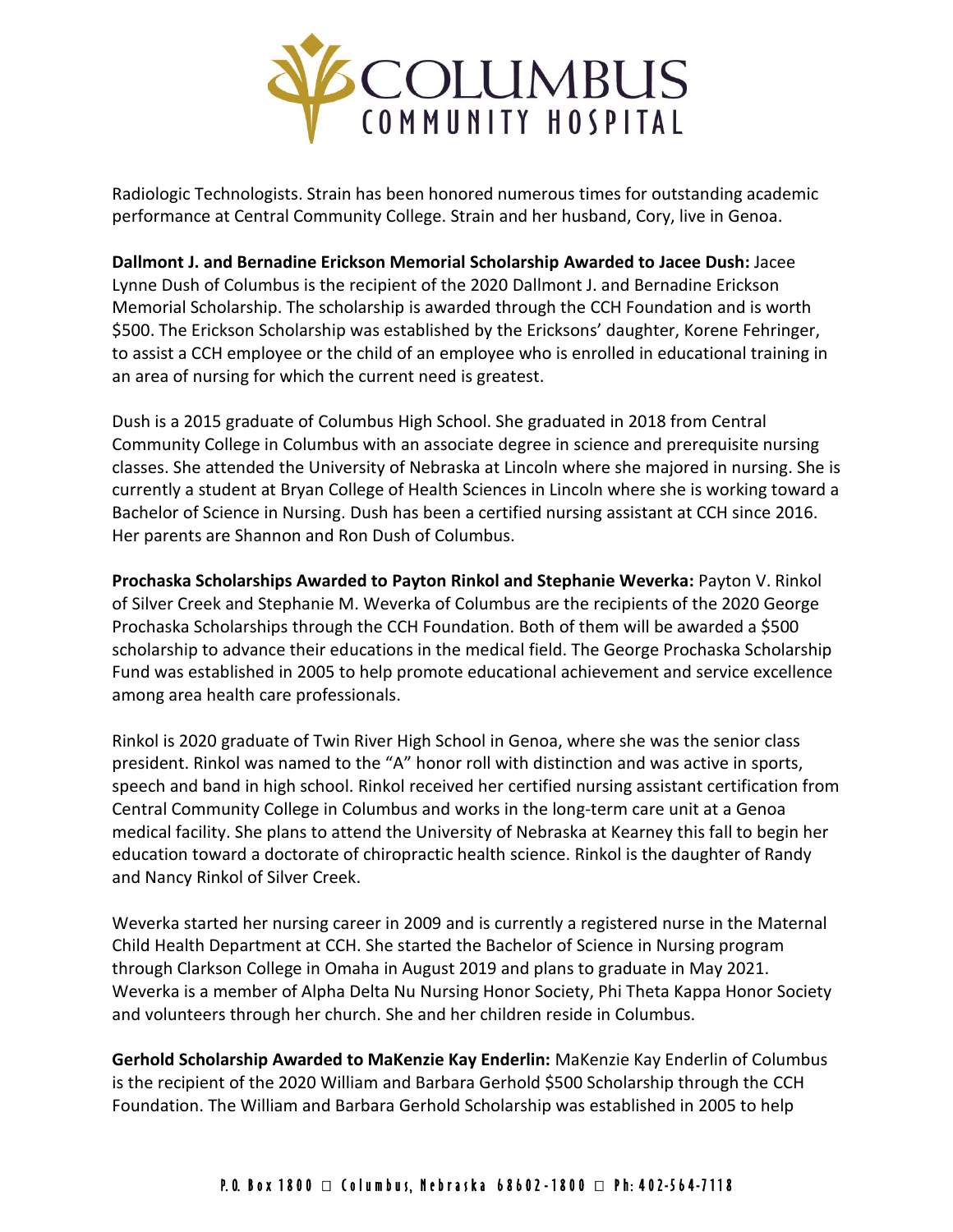Radiologic Technologists. Strain has been honored numerous times for outstanding academic performance at Central Community College. Strain and her husband, Cory, live in Genoa.

**Dallmont J. and Bernadine Erickson Memorial Scholarship Awarded to Jacee Dush:** Jacee Lynne Dush of Columbus is the recipient of the 2020 Dallmont J. and Bernadine Erickson Memorial Scholarship. The scholarship is awarded through the CCH Foundation and is worth $500. The Erickson Scholarship was established by the Ericksons' daughter, Korene Fehringer, to assist a CCH employee or the child of an employee who is enrolled in educational training in an area of nursing for which the current need is greatest.

Dush is a 2015 graduate of Columbus High School. She graduated in 2018 from Central Community College in Columbus with an associate degree in science and prerequisite nursing classes. She attended the University of Nebraska at Lincoln where she majored in nursing. She is currently a student at Bryan College of Health Sciences in Lincoln where she is working toward a Bachelor of Science in Nursing. Dush has been a certified nursing assistant at CCH since 2016. Her parents are Shannon and Ron Dush of Columbus.

**Prochaska Scholarships Awarded to Payton Rinkol and Stephanie Weverka:** Payton V. Rinkol of Silver Creek and Stephanie M. Weverka of Columbus are the recipients of the 2020 George Prochaska Scholarships through the CCH Foundation. Both of them will be awarded a $500 scholarship to advance their educations in the medical field. The George Prochaska Scholarship Fund was established in 2005 to help promote educational achievement and service excellence among area health care professionals.

Rinkol is 2020 graduate of Twin River High School in Genoa, where she was the senior class president. Rinkol was named to the "A" honor roll with distinction and was active in sports, speech and band in high school. Rinkol received her certified nursing assistant certification from Central Community College in Columbus and works in the long-term care unit at a Genoa medical facility. She plans to attend the University of Nebraska at Kearney this fall to begin her education toward a doctorate of chiropractic health science. Rinkol is the daughter of Randy and Nancy Rinkol of Silver Creek.

Weverka started her nursing career in 2009 and is currently a registered nurse in the Maternal Child Health Department at CCH. She started the Bachelor of Science in Nursing program through Clarkson College in Omaha in August 2019 and plans to graduate in May 2021. Weverka is a member of Alpha Delta Nu Nursing Honor Society, Phi Theta Kappa Honor Society and volunteers through her church. She and her children reside in Columbus.

**Gerhold Scholarship Awarded to MaKenzie Kay Enderlin:** MaKenzie Kay Enderlin of Columbus is the recipient of the 2020 William and Barbara Gerhold $500 Scholarship through the CCH Foundation. The William and Barbara Gerhold Scholarship was established in 2005 to help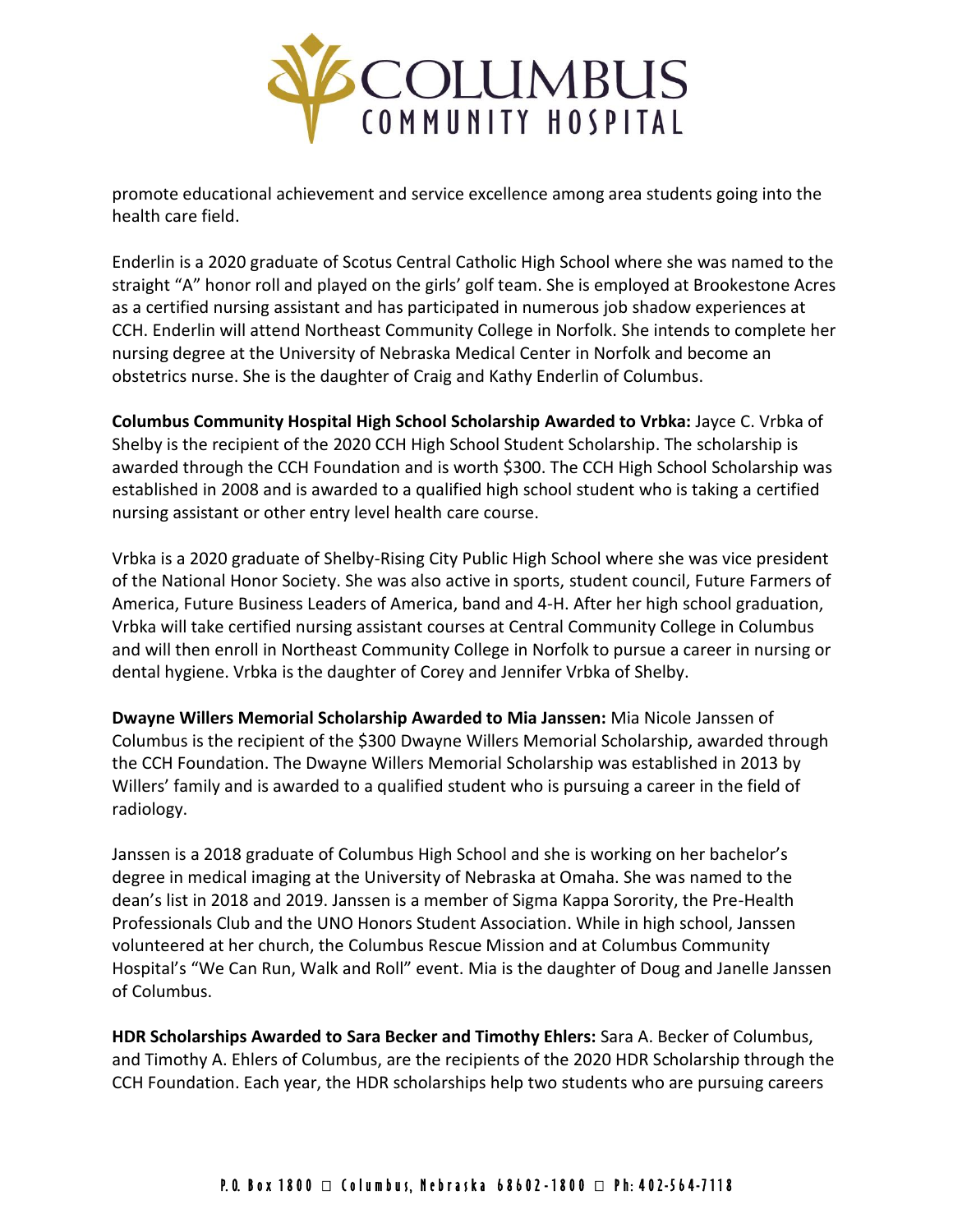promote educational achievement and service excellence among area students going into the health care field.

Enderlin is a 2020 graduate of Scotus Central Catholic High School where she was named to the straight "A" honor roll and played on the girls' golf team. She is employed at Brookestone Acres as a certified nursing assistant and has participated in numerous job shadow experiences at CCH. Enderlin will attend Northeast Community College in Norfolk. She intends to complete her nursing degree at the University of Nebraska Medical Center in Norfolk and become an obstetrics nurse. She is the daughter of Craig and Kathy Enderlin of Columbus.

**Columbus Community Hospital High School Scholarship Awarded to Vrbka:** Jayce C. Vrbka of Shelby is the recipient of the 2020 CCH High School Student Scholarship. The scholarship is awarded through the CCH Foundation and is worth $300. The CCH High School Scholarship was established in 2008 and is awarded to a qualified high school student who is taking a certified nursing assistant or other entry level health care course.

Vrbka is a 2020 graduate of Shelby-Rising City Public High School where she was vice president of the National Honor Society. She was also active in sports, student council, Future Farmers of America, Future Business Leaders of America, band and 4-H. After her high school graduation, Vrbka will take certified nursing assistant courses at Central Community College in Columbus and will then enroll in Northeast Community College in Norfolk to pursue a career in nursing or dental hygiene. Vrbka is the daughter of Corey and Jennifer Vrbka of Shelby.

**Dwayne Willers Memorial Scholarship Awarded to Mia Janssen:** Mia Nicole Janssen of Columbus is the recipient of the $300 Dwayne Willers Memorial Scholarship, awarded through the CCH Foundation. The Dwayne Willers Memorial Scholarship was established in 2013 by Willers' family and is awarded to a qualified student who is pursuing a career in the field of radiology.

Janssen is a 2018 graduate of Columbus High School and she is working on her bachelor's degree in medical imaging at the University of Nebraska at Omaha. She was named to the dean's list in 2018 and 2019. Janssen is a member of Sigma Kappa Sorority, the Pre-Health Professionals Club and the UNO Honors Student Association. While in high school, Janssen volunteered at her church, the Columbus Rescue Mission and at Columbus Community Hospital's "We Can Run, Walk and Roll" event. Mia is the daughter of Doug and Janelle Janssen of Columbus.

**HDR Scholarships Awarded to Sara Becker and Timothy Ehlers:** Sara A. Becker of Columbus, and Timothy A. Ehlers of Columbus, are the recipients of the 2020 HDR Scholarship through the CCH Foundation. Each year, the HDR scholarships help two students who are pursuing careers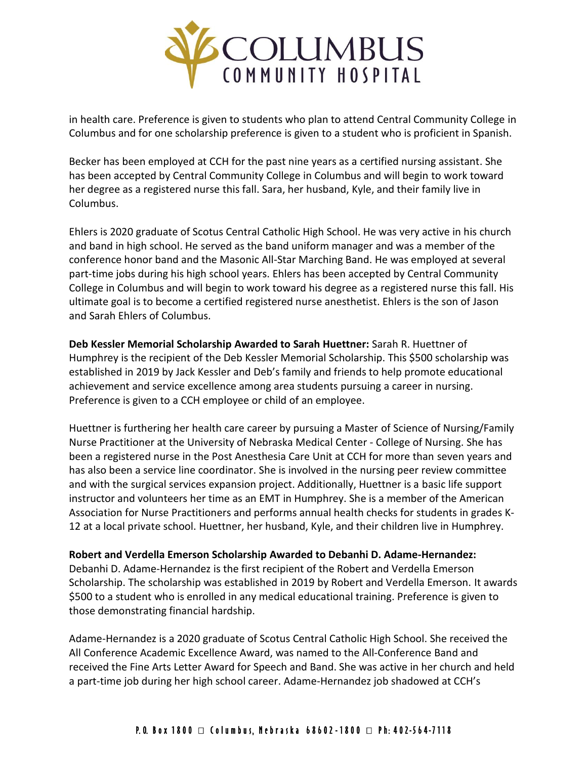in health care. Preference is given to students who plan to attend Central Community College in Columbus and for one scholarship preference is given to a student who is proficient in Spanish.

Becker has been employed at CCH for the past nine years as a certified nursing assistant. She has been accepted by Central Community College in Columbus and will begin to work toward her degree as a registered nurse this fall. Sara, her husband, Kyle, and their family live in Columbus.

Ehlers is 2020 graduate of Scotus Central Catholic High School. He was very active in his church and band in high school. He served as the band uniform manager and was a member of the conference honor band and the Masonic All-Star Marching Band. He was employed at several part-time jobs during his high school years. Ehlers has been accepted by Central Community College in Columbus and will begin to work toward his degree as a registered nurse this fall. His ultimate goal is to become a certified registered nurse anesthetist. Ehlers is the son of Jason and Sarah Ehlers of Columbus.

**Deb Kessler Memorial Scholarship Awarded to Sarah Huettner:** Sarah R. Huettner of Humphrey is the recipient of the Deb Kessler Memorial Scholarship. This $500 scholarship was established in 2019 by Jack Kessler and Deb's family and friends to help promote educational achievement and service excellence among area students pursuing a career in nursing. Preference is given to a CCH employee or child of an employee.

Huettner is furthering her health care career by pursuing a Master of Science of Nursing/Family Nurse Practitioner at the University of Nebraska Medical Center - College of Nursing. She has been a registered nurse in the Post Anesthesia Care Unit at CCH for more than seven years and has also been a service line coordinator. She is involved in the nursing peer review committee and with the surgical services expansion project. Additionally, Huettner is a basic life support instructor and volunteers her time as an EMT in Humphrey. She is a member of the American Association for Nurse Practitioners and performs annual health checks for students in grades K-12 at a local private school. Huettner, her husband, Kyle, and their children live in Humphrey.

**Robert and Verdella Emerson Scholarship Awarded to Debanhi D. Adame-Hernandez:** Debanhi D. Adame-Hernandez is the first recipient of the Robert and Verdella Emerson Scholarship. The scholarship was established in 2019 by Robert and Verdella Emerson. It awards $500 to a student who is enrolled in any medical educational training. Preference is given to those demonstrating financial hardship.

Adame-Hernandez is a 2020 graduate of Scotus Central Catholic High School. She received the All Conference Academic Excellence Award, was named to the All-Conference Band and received the Fine Arts Letter Award for Speech and Band. She was active in her church and held a part-time job during her high school career. Adame-Hernandez job shadowed at CCH's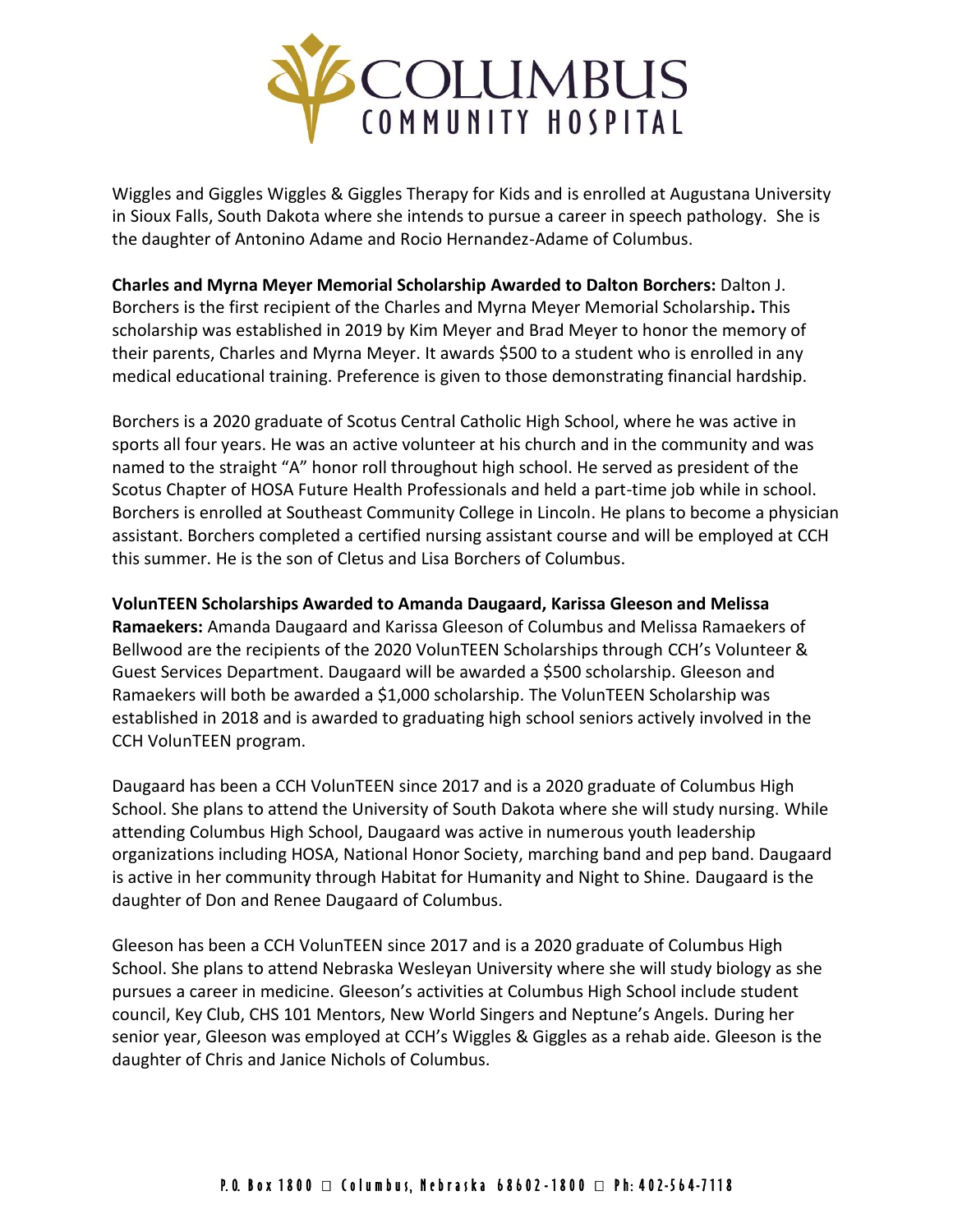Wiggles and Giggles Wiggles & Giggles Therapy for Kids and is enrolled at Augustana University in Sioux Falls, South Dakota where she intends to pursue a career in speech pathology. She is the daughter of Antonino Adame and Rocio Hernandez-Adame of Columbus.

**Charles and Myrna Meyer Memorial Scholarship Awarded to Dalton Borchers:** Dalton J. Borchers is the first recipient of the Charles and Myrna Meyer Memorial Scholarship**.** This scholarship was established in 2019 by Kim Meyer and Brad Meyer to honor the memory of their parents, Charles and Myrna Meyer. It awards $500 to a student who is enrolled in any medical educational training. Preference is given to those demonstrating financial hardship.

Borchers is a 2020 graduate of Scotus Central Catholic High School, where he was active in sports all four years. He was an active volunteer at his church and in the community and was named to the straight "A" honor roll throughout high school. He served as president of the Scotus Chapter of HOSA Future Health Professionals and held a part-time job while in school. Borchers is enrolled at Southeast Community College in Lincoln. He plans to become a physician assistant. Borchers completed a certified nursing assistant course and will be employed at CCH this summer. He is the son of Cletus and Lisa Borchers of Columbus.

**VolunTEEN Scholarships Awarded to Amanda Daugaard, Karissa Gleeson and Melissa Ramaekers:** Amanda Daugaard and Karissa Gleeson of Columbus and Melissa Ramaekers of Bellwood are the recipients of the 2020 VolunTEEN Scholarships through CCH's Volunteer & Guest Services Department. Daugaard will be awarded a $500 scholarship. Gleeson and Ramaekers will both be awarded a $1,000 scholarship. The VolunTEEN Scholarship was established in 2018 and is awarded to graduating high school seniors actively involved in the CCH VolunTEEN program.

Daugaard has been a CCH VolunTEEN since 2017 and is a 2020 graduate of Columbus High School. She plans to attend the University of South Dakota where she will study nursing. While attending Columbus High School, Daugaard was active in numerous youth leadership organizations including HOSA, National Honor Society, marching band and pep band. Daugaard is active in her community through Habitat for Humanity and Night to Shine. Daugaard is the daughter of Don and Renee Daugaard of Columbus.

Gleeson has been a CCH VolunTEEN since 2017 and is a 2020 graduate of Columbus High School. She plans to attend Nebraska Wesleyan University where she will study biology as she pursues a career in medicine. Gleeson's activities at Columbus High School include student council, Key Club, CHS 101 Mentors, New World Singers and Neptune's Angels. During her senior year, Gleeson was employed at CCH's Wiggles & Giggles as a rehab aide. Gleeson is the daughter of Chris and Janice Nichols of Columbus.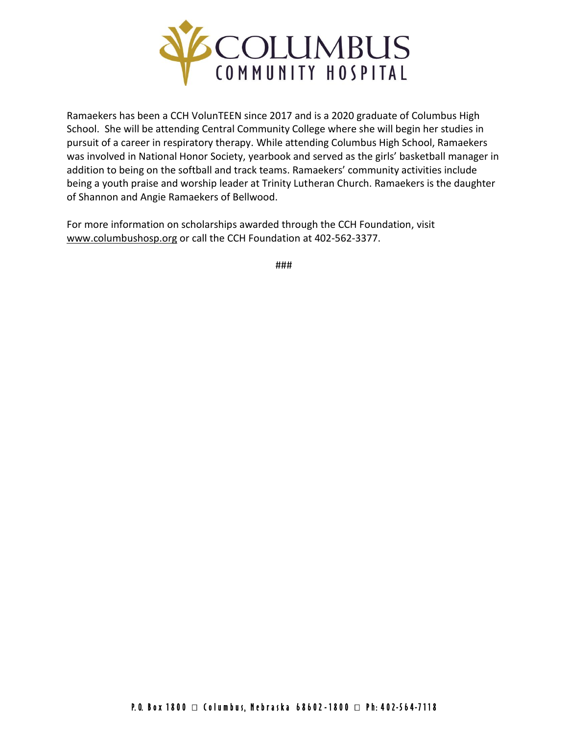Ramaekers has been a CCH VolunTEEN since 2017 and is a 2020 graduate of Columbus High School. She will be attending Central Community College where she will begin her studies in pursuit of a career in respiratory therapy. While attending Columbus High School, Ramaekers was involved in National Honor Society, yearbook and served as the girls' basketball manager in addition to being on the softball and track teams. Ramaekers' community activities include being a youth praise and worship leader at Trinity Lutheran Church. Ramaekers is the daughter of Shannon and Angie Ramaekers of Bellwood.

For more information on scholarships awarded through the CCH Foundation, visit www.columbushosp.org or call the CCH Foundation at 402-562-3377.

###